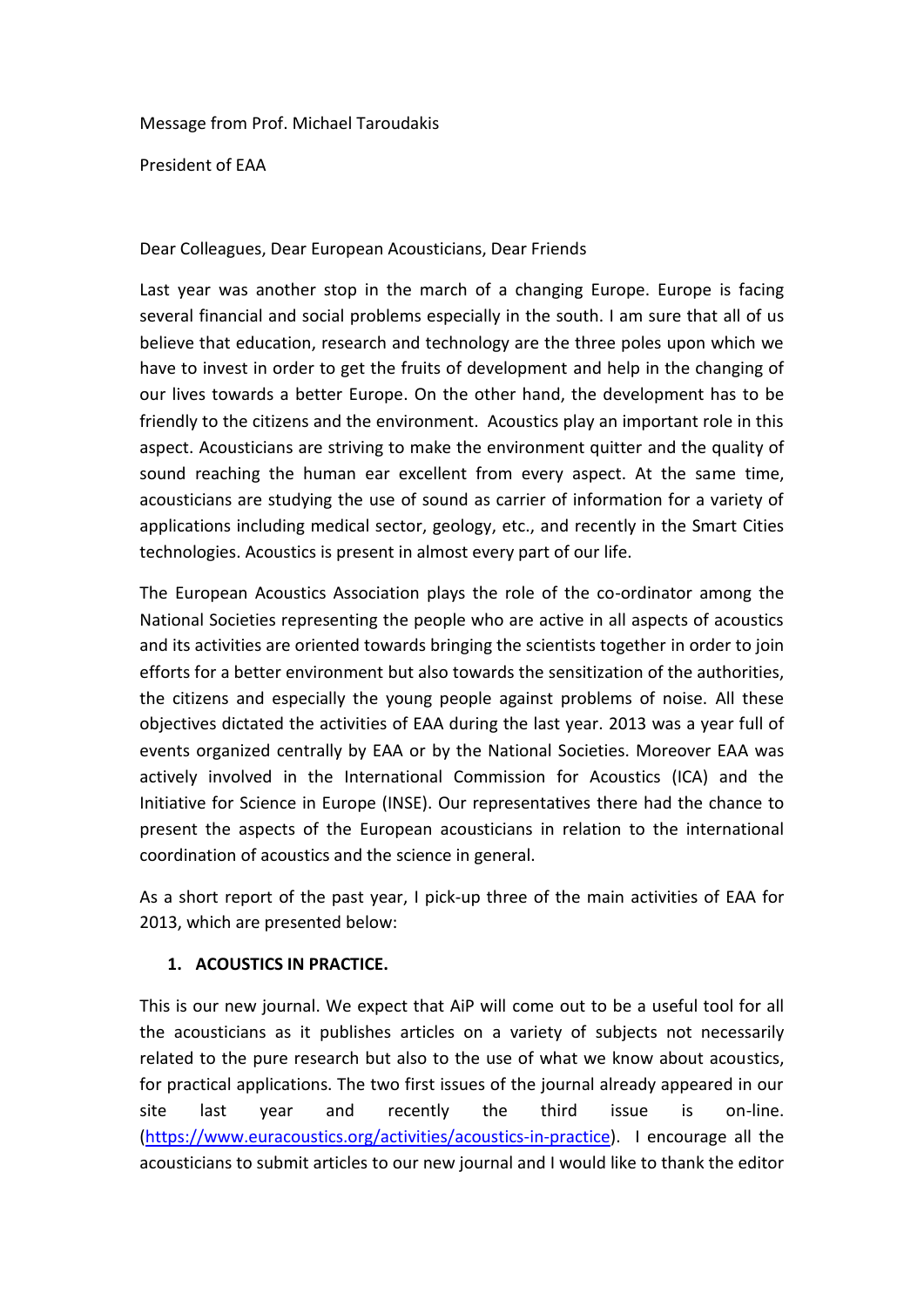Message from Prof. Michael Taroudakis

President of EAA

Dear Colleagues, Dear European Acousticians, Dear Friends

Last year was another stop in the march of a changing Europe. Europe is facing several financial and social problems especially in the south. I am sure that all of us believe that education, research and technology are the three poles upon which we have to invest in order to get the fruits of development and help in the changing of our lives towards a better Europe. On the other hand, the development has to be friendly to the citizens and the environment. Acoustics play an important role in this aspect. Acousticians are striving to make the environment quitter and the quality of sound reaching the human ear excellent from every aspect. At the same time, acousticians are studying the use of sound as carrier of information for a variety of applications including medical sector, geology, etc., and recently in the Smart Cities technologies. Acoustics is present in almost every part of our life.

The European Acoustics Association plays the role of the co-ordinator among the National Societies representing the people who are active in all aspects of acoustics and its activities are oriented towards bringing the scientists together in order to join efforts for a better environment but also towards the sensitization of the authorities, the citizens and especially the young people against problems of noise. All these objectives dictated the activities of EAA during the last year. 2013 was a year full of events organized centrally by EAA or by the National Societies. Moreover EAA was actively involved in the International Commission for Acoustics (ICA) and the Initiative for Science in Europe (INSE). Our representatives there had the chance to present the aspects of the European acousticians in relation to the international coordination of acoustics and the science in general.

As a short report of the past year, I pick-up three of the main activities of EAA for 2013, which are presented below:

1. **ACOUSTICS IN PRACTICE.**

This is our new journal. We expect that AiP will come out to be a useful tool for all the acousticians as it publishes articles on a variety of subjects not necessarily related to the pure research but also to the use of what we know about acoustics, for practical applications. The two first issues of the journal already appeared in our site last year and recently the third issue is on-line. (https://www.euracoustics.org/activities/acoustics-in-practice). I encourage all the acousticians to submit articles to our new journal and I would like to thank the editor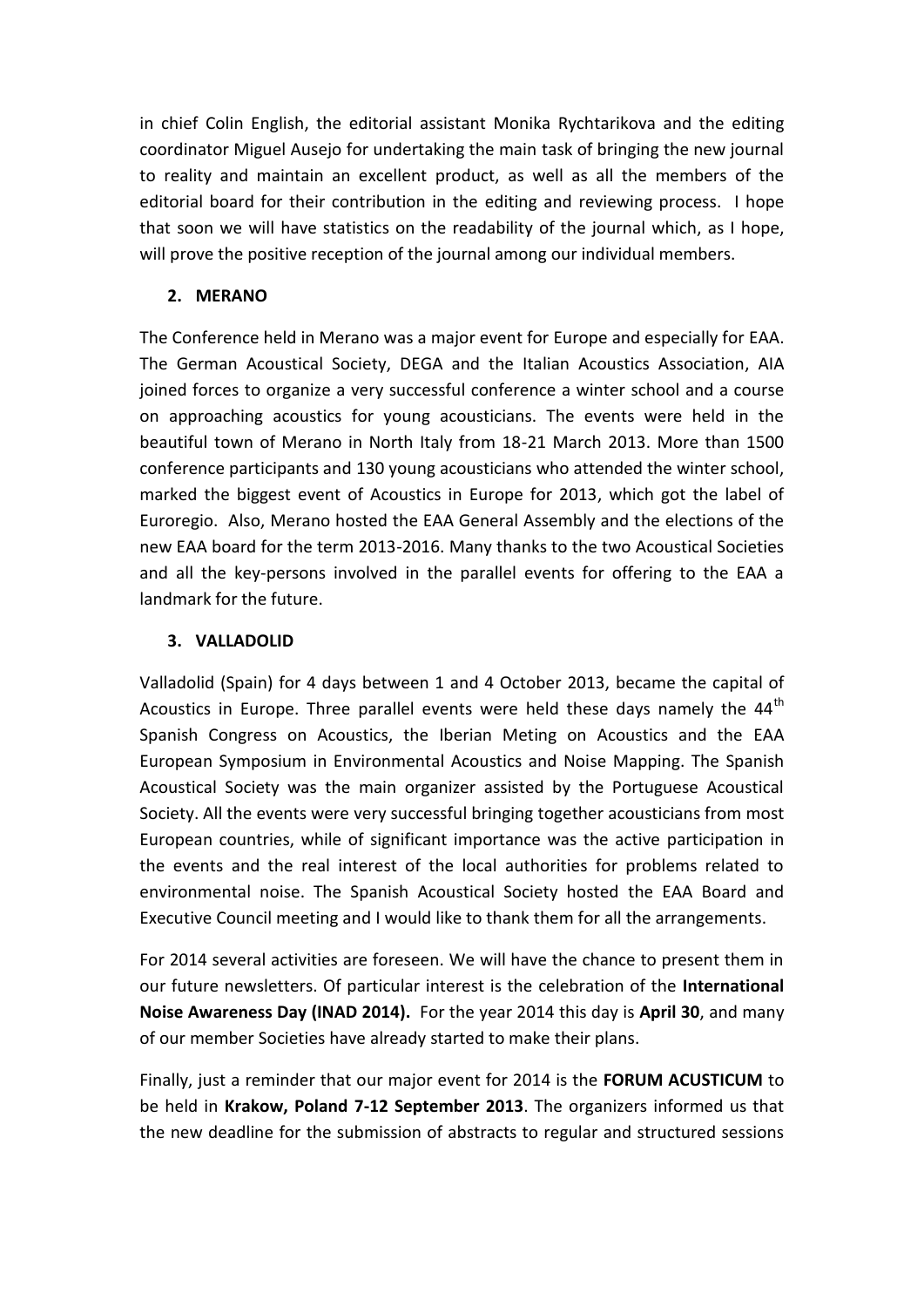in chief Colin English, the editorial assistant Monika Rychtarikova and the editing coordinator Miguel Ausejo for undertaking the main task of bringing the new journal to reality and maintain an excellent product, as well as all the members of the editorial board for their contribution in the editing and reviewing process. I hope that soon we will have statistics on the readability of the journal which, as I hope, will prove the positive reception of the journal among our individual members.

## 2. MERANO

The Conference held in Merano was a major event for Europe and especially for EAA. The German Acoustical Society, DEGA and the Italian Acoustics Association, AIA joined forces to organize a very successful conference a winter school and a course on approaching acoustics for young acousticians. The events were held in the beautiful town of Merano in North Italy from 18-21 March 2013. More than 1500 conference participants and 130 young acousticians who attended the winter school, marked the biggest event of Acoustics in Europe for 2013, which got the label of Euroregio. Also, Merano hosted the EAA General Assembly and the elections of the new EAA board for the term 2013-2016. Many thanks to the two Acoustical Societies and all the key-persons involved in the parallel events for offering to the EAA a landmark for the future.

## 3. VALLADOLID

Valladolid (Spain) for 4 days between 1 and 4 October 2013, became the capital of Acoustics in Europe. Three parallel events were held these days namely the 44th Spanish Congress on Acoustics, the Iberian Meting on Acoustics and the EAA European Symposium in Environmental Acoustics and Noise Mapping. The Spanish Acoustical Society was the main organizer assisted by the Portuguese Acoustical Society. All the events were very successful bringing together acousticians from most European countries, while of significant importance was the active participation in the events and the real interest of the local authorities for problems related to environmental noise. The Spanish Acoustical Society hosted the EAA Board and Executive Council meeting and I would like to thank them for all the arrangements.

For 2014 several activities are foreseen. We will have the chance to present them in our future newsletters. Of particular interest is the celebration of the **International Noise Awareness Day (INAD 2014).** For the year 2014 this day is **April 30**, and many of our member Societies have already started to make their plans.

Finally, just a reminder that our major event for 2014 is the **FORUM ACUSTICUM** to be held in **Krakow, Poland 7-12 September 2013**. The organizers informed us that the new deadline for the submission of abstracts to regular and structured sessions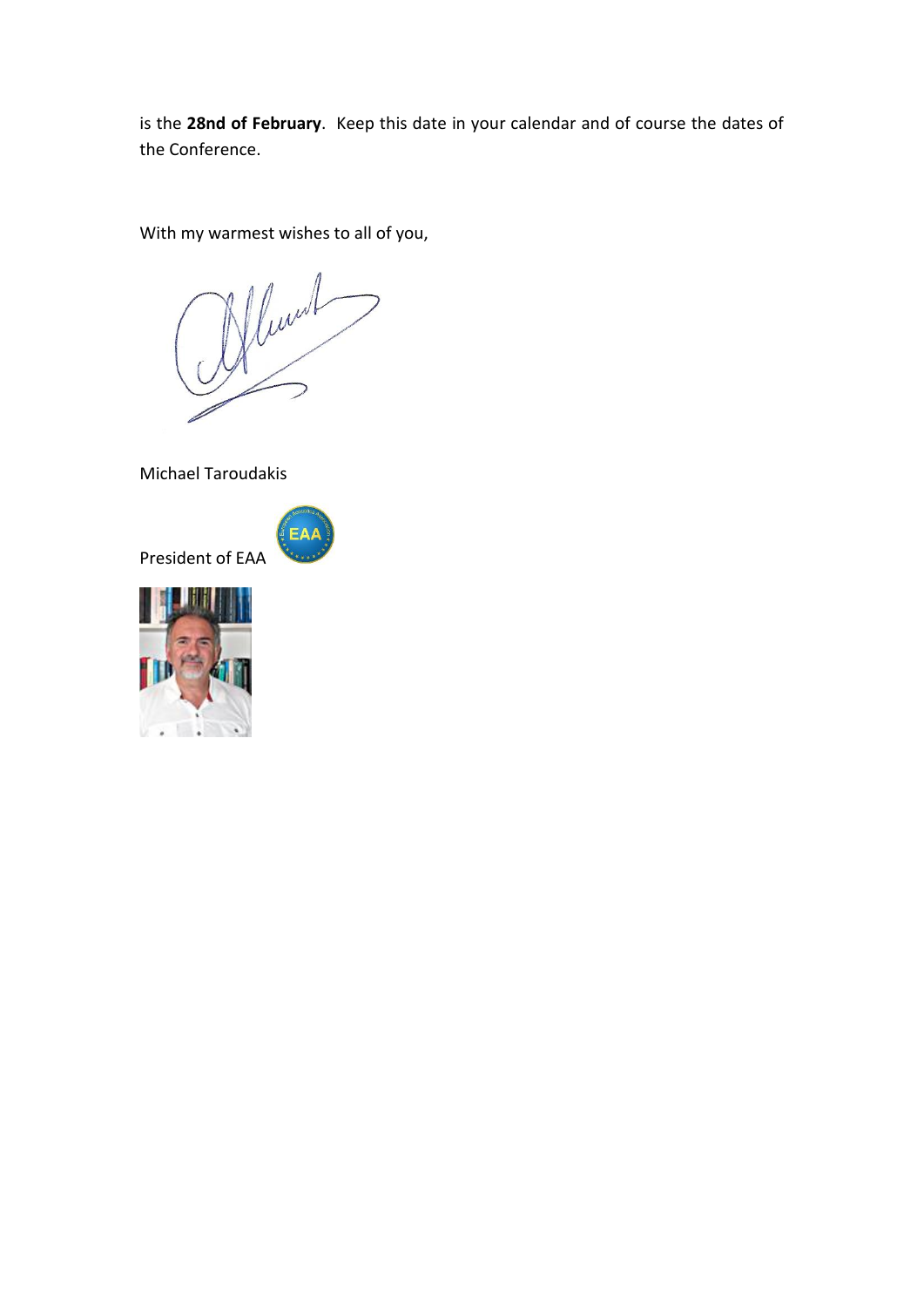is the **28nd of February**. Keep this date in your calendar and of course the dates of the Conference.

With my warmest wishes to all of you,

Michael Taroudakis

President of EAA